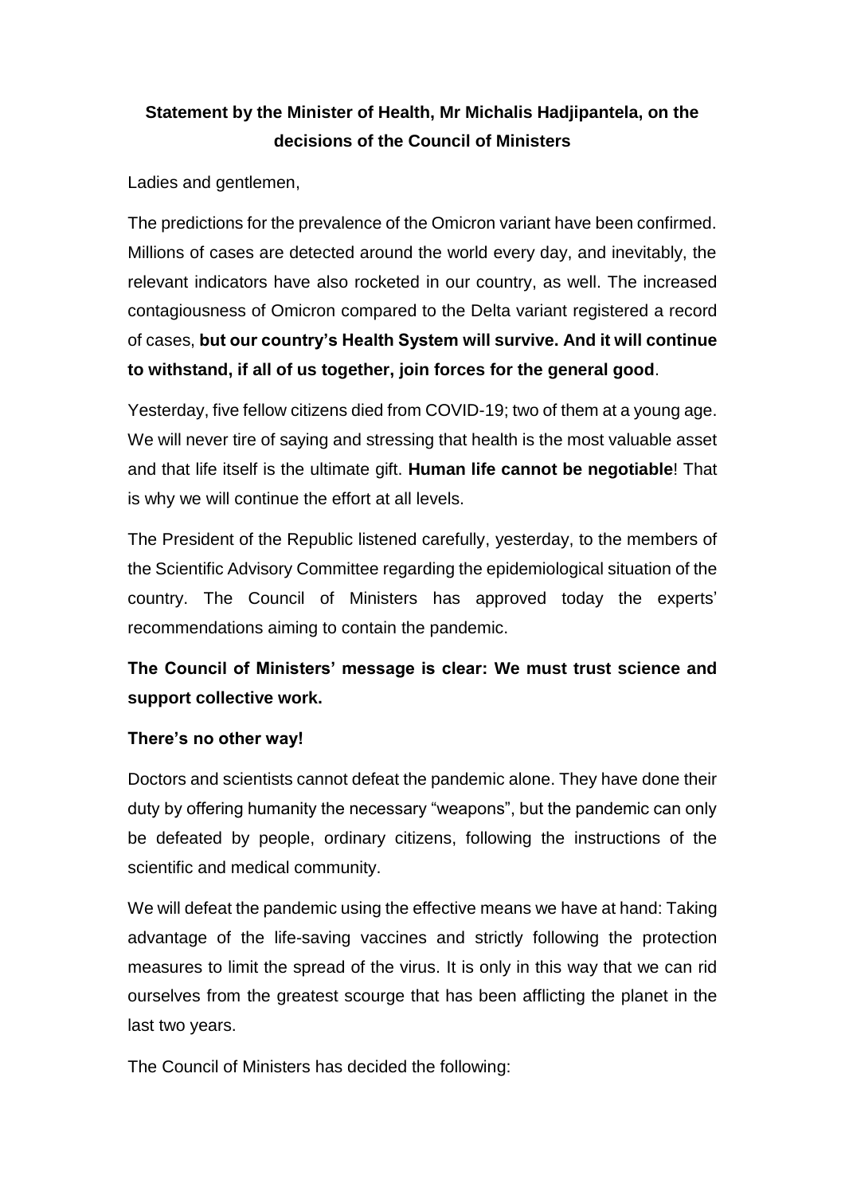# Statement by the Minister of Health, Mr Michalis Hadjipantela, on the decisions of the Council of Ministers

Ladies and gentlemen,

The predictions for the prevalence of the Omicron variant have been confirmed. Millions of cases are detected around the world every day, and inevitably, the relevant indicators have also rocketed in our country, as well. The increased contagiousness of Omicron compared to the Delta variant registered a record of cases, **but our country's Health System will survive. And it will continue to withstand, if all of us together, join forces for the general good**.

Yesterday, five fellow citizens died from COVID-19; two of them at a young age. We will never tire of saying and stressing that health is the most valuable asset and that life itself is the ultimate gift. **Human life cannot be negotiable**! That is why we will continue the effort at all levels.

The President of the Republic listened carefully, yesterday, to the members of the Scientific Advisory Committee regarding the epidemiological situation of the country. The Council of Ministers has approved today the experts' recommendations aiming to contain the pandemic.

**The Council of Ministers' message is clear: We must trust science and support collective work.**

**There's no other way!**

Doctors and scientists cannot defeat the pandemic alone. They have done their duty by offering humanity the necessary "weapons", but the pandemic can only be defeated by people, ordinary citizens, following the instructions of the scientific and medical community.

We will defeat the pandemic using the effective means we have at hand: Taking advantage of the life-saving vaccines and strictly following the protection measures to limit the spread of the virus. It is only in this way that we can rid ourselves from the greatest scourge that has been afflicting the planet in the last two years.

The Council of Ministers has decided the following: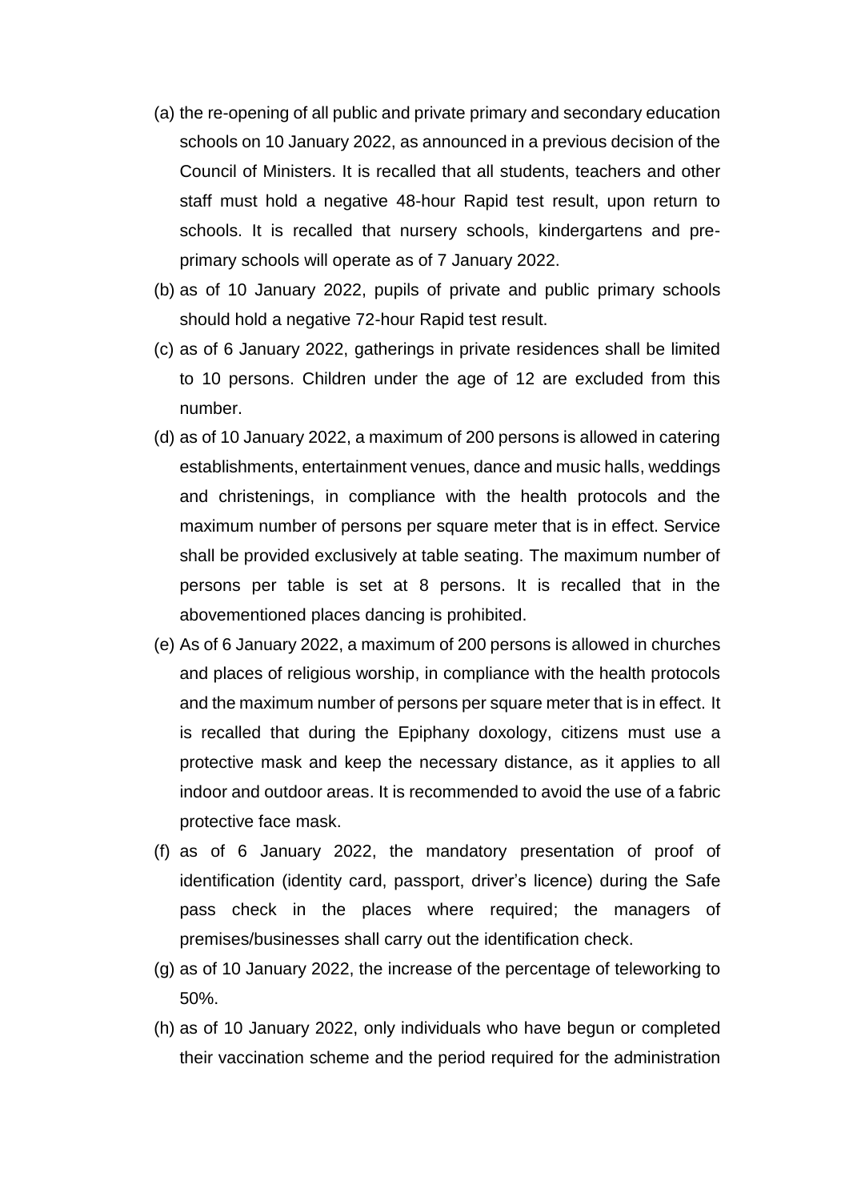(a) the re-opening of all public and private primary and secondary education schools on 10 January 2022, as announced in a previous decision of the Council of Ministers. It is recalled that all students, teachers and other staff must hold a negative 48-hour Rapid test result, upon return to schools. It is recalled that nursery schools, kindergartens and pre-primary schools will operate as of 7 January 2022.

(b) as of 10 January 2022, pupils of private and public primary schools should hold a negative 72-hour Rapid test result.

(c) as of 6 January 2022, gatherings in private residences shall be limited to 10 persons. Children under the age of 12 are excluded from this number.

(d) as of 10 January 2022, a maximum of 200 persons is allowed in catering establishments, entertainment venues, dance and music halls, weddings and christenings, in compliance with the health protocols and the maximum number of persons per square meter that is in effect. Service shall be provided exclusively at table seating. The maximum number of persons per table is set at 8 persons. It is recalled that in the abovementioned places dancing is prohibited.

(e) As of 6 January 2022, a maximum of 200 persons is allowed in churches and places of religious worship, in compliance with the health protocols and the maximum number of persons per square meter that is in effect. It is recalled that during the Epiphany doxology, citizens must use a protective mask and keep the necessary distance, as it applies to all indoor and outdoor areas. It is recommended to avoid the use of a fabric protective face mask.

(f) as of 6 January 2022, the mandatory presentation of proof of identification (identity card, passport, driver's licence) during the Safe pass check in the places where required; the managers of premises/businesses shall carry out the identification check.

(g) as of 10 January 2022, the increase of the percentage of teleworking to 50%.

(h) as of 10 January 2022, only individuals who have begun or completed their vaccination scheme and the period required for the administration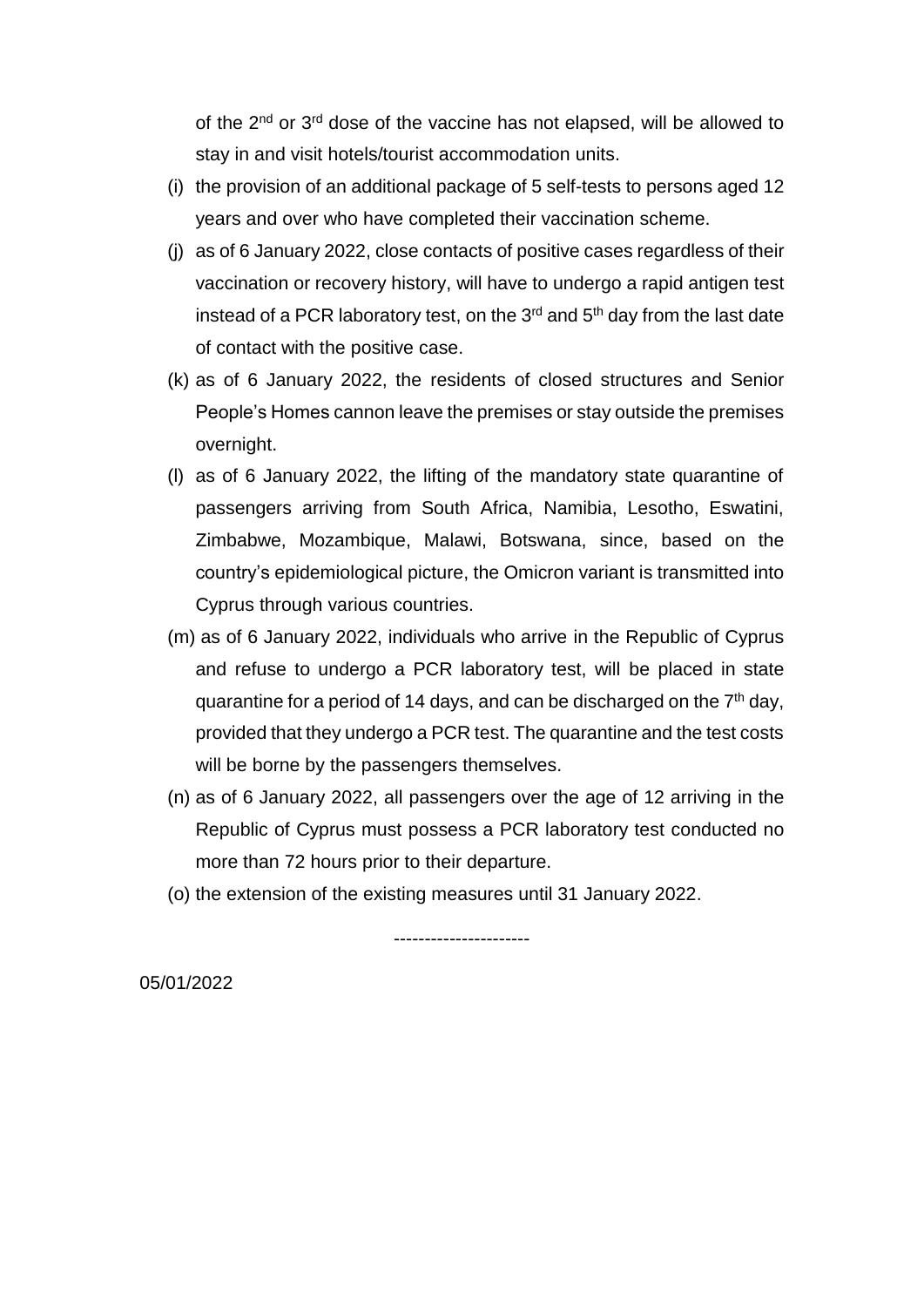of the 2nd or 3rd dose of the vaccine has not elapsed, will be allowed to stay in and visit hotels/tourist accommodation units.

(i) the provision of an additional package of 5 self-tests to persons aged 12 years and over who have completed their vaccination scheme.

(j) as of 6 January 2022, close contacts of positive cases regardless of their vaccination or recovery history, will have to undergo a rapid antigen test instead of a PCR laboratory test, on the 3rd and 5th day from the last date of contact with the positive case.

(k) as of 6 January 2022, the residents of closed structures and Senior People's Homes cannon leave the premises or stay outside the premises overnight.

(l) as of 6 January 2022, the lifting of the mandatory state quarantine of passengers arriving from South Africa, Namibia, Lesotho, Eswatini, Zimbabwe, Mozambique, Malawi, Botswana, since, based on the country's epidemiological picture, the Omicron variant is transmitted into Cyprus through various countries.

(m) as of 6 January 2022, individuals who arrive in the Republic of Cyprus and refuse to undergo a PCR laboratory test, will be placed in state quarantine for a period of 14 days, and can be discharged on the 7th day, provided that they undergo a PCR test. The quarantine and the test costs will be borne by the passengers themselves.

(n) as of 6 January 2022, all passengers over the age of 12 arriving in the Republic of Cyprus must possess a PCR laboratory test conducted no more than 72 hours prior to their departure.

(o) the extension of the existing measures until 31 January 2022.

----------------------

05/01/2022